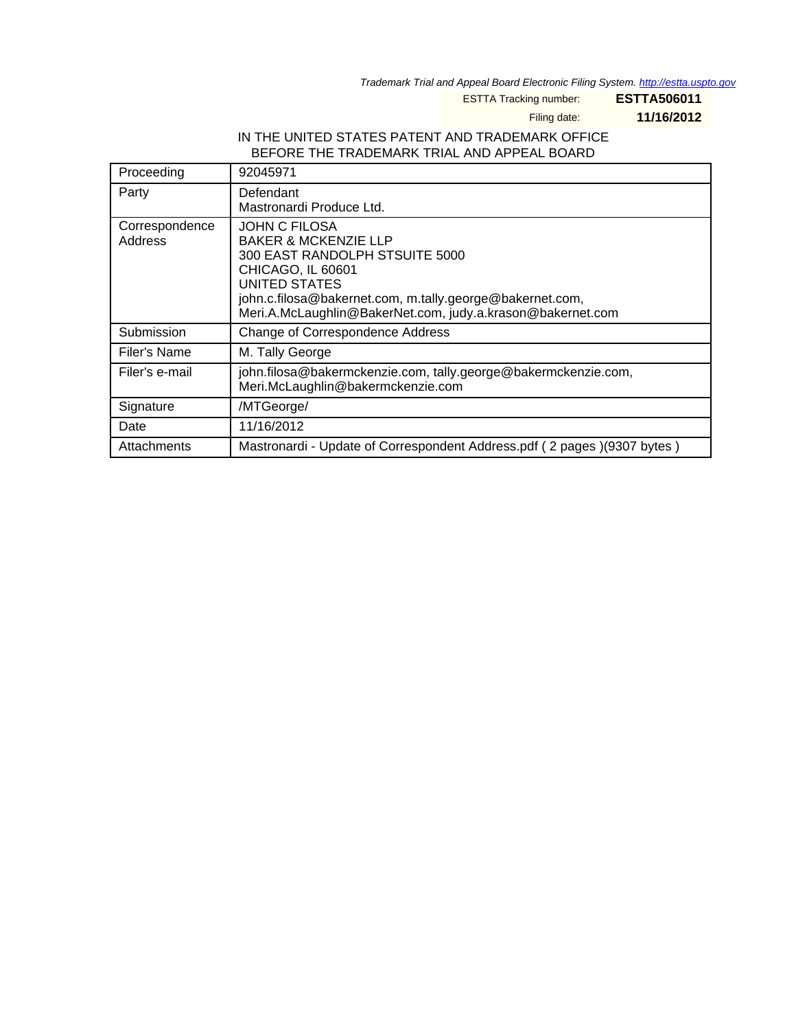*Trademark Trial and Appeal Board Electronic Filing System. http://estta.uspto.gov*

ESTTA Tracking number: **ESTTA506011**

Filing date: **11/16/2012**

IN THE UNITED STATES PATENT AND TRADEMARK OFFICE
BEFORE THE TRADEMARK TRIAL AND APPEAL BOARD

| | |
|---|---|
| Proceeding | 92045971 |
| Party | Defendant<br>Mastronardi Produce Ltd. |
| Correspondence Address | JOHN C FILOSA<br>BAKER & MCKENZIE LLP<br>300 EAST RANDOLPH STSUITE 5000<br>CHICAGO, IL 60601<br>UNITED STATES<br>john.c.filosa@bakernet.com, m.tally.george@bakernet.com, Meri.A.McLaughlin@BakerNet.com, judy.a.krason@bakernet.com |
| Submission | Change of Correspondence Address |
| Filer's Name | M. Tally George |
| Filer's e-mail | john.filosa@bakermckenzie.com, tally.george@bakermckenzie.com, Meri.McLaughlin@bakermckenzie.com |
| Signature | /MTGeorge/ |
| Date | 11/16/2012 |
| Attachments | Mastronardi - Update of Correspondent Address.pdf ( 2 pages )(9307 bytes ) |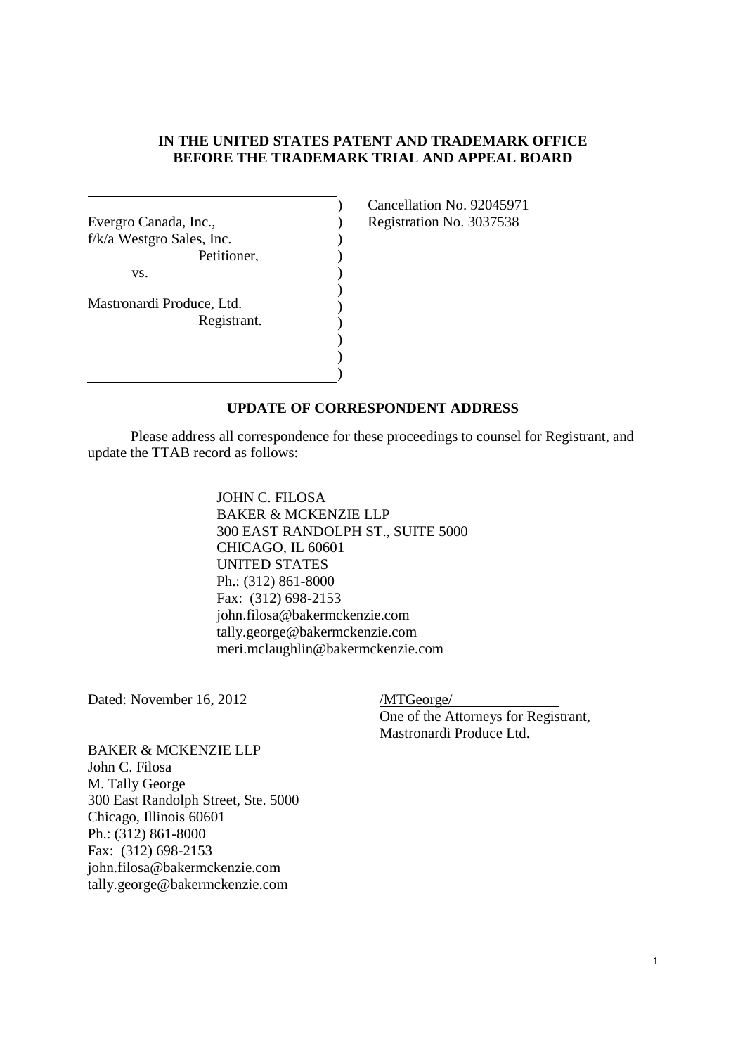**IN THE UNITED STATES PATENT AND TRADEMARK OFFICE**
**BEFORE THE TRADEMARK TRIAL AND APPEAL BOARD**

Evergro Canada, Inc.,
f/k/a Westgro Sales, Inc.
Petitioner,

vs.

Mastronardi Produce, Ltd.
Registrant.

Cancellation No. 92045971
Registration No. 3037538

**UPDATE OF CORRESPONDENT ADDRESS**

Please address all correspondence for these proceedings to counsel for Registrant, and update the TTAB record as follows:

JOHN C. FILOSA
BAKER & MCKENZIE LLP
300 EAST RANDOLPH ST., SUITE 5000
CHICAGO, IL 60601
UNITED STATES
Ph.: (312) 861-8000
Fax: (312) 698-2153
john.filosa@bakermckenzie.com
tally.george@bakermckenzie.com
meri.mclaughlin@bakermckenzie.com

Dated: November 16, 2012

/MTGeorge/
One of the Attorneys for Registrant,
Mastronardi Produce Ltd.

BAKER & MCKENZIE LLP
John C. Filosa
M. Tally George
300 East Randolph Street, Ste. 5000
Chicago, Illinois 60601
Ph.: (312) 861-8000
Fax: (312) 698-2153
john.filosa@bakermckenzie.com
tally.george@bakermckenzie.com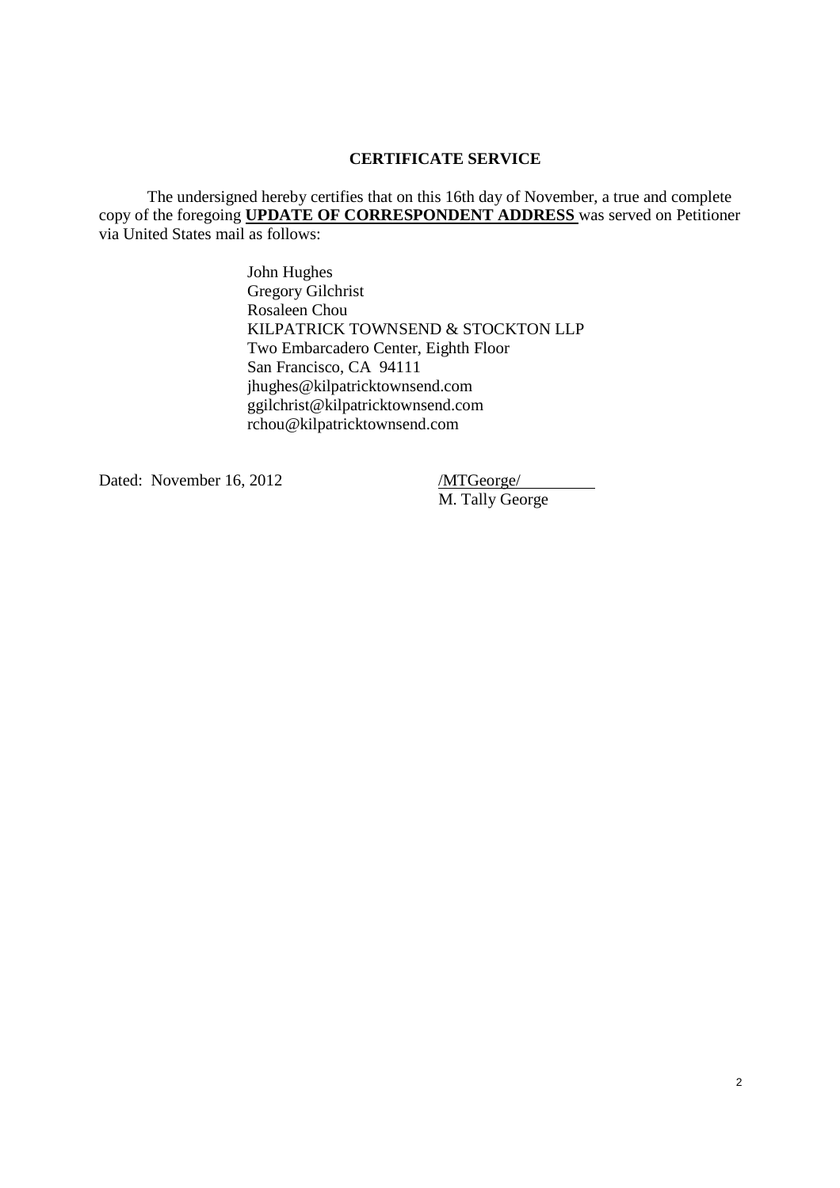## CERTIFICATE SERVICE

The undersigned hereby certifies that on this 16th day of November, a true and complete copy of the foregoing **UPDATE OF CORRESPONDENT ADDRESS** was served on Petitioner via United States mail as follows:

John Hughes
Gregory Gilchrist
Rosaleen Chou
KILPATRICK TOWNSEND & STOCKTON LLP
Two Embarcadero Center, Eighth Floor
San Francisco, CA 94111
jhughes@kilpatricktownsend.com
ggilchrist@kilpatricktownsend.com
rchou@kilpatricktownsend.com

Dated: November 16, 2012

/MTGeorge/
M. Tally George